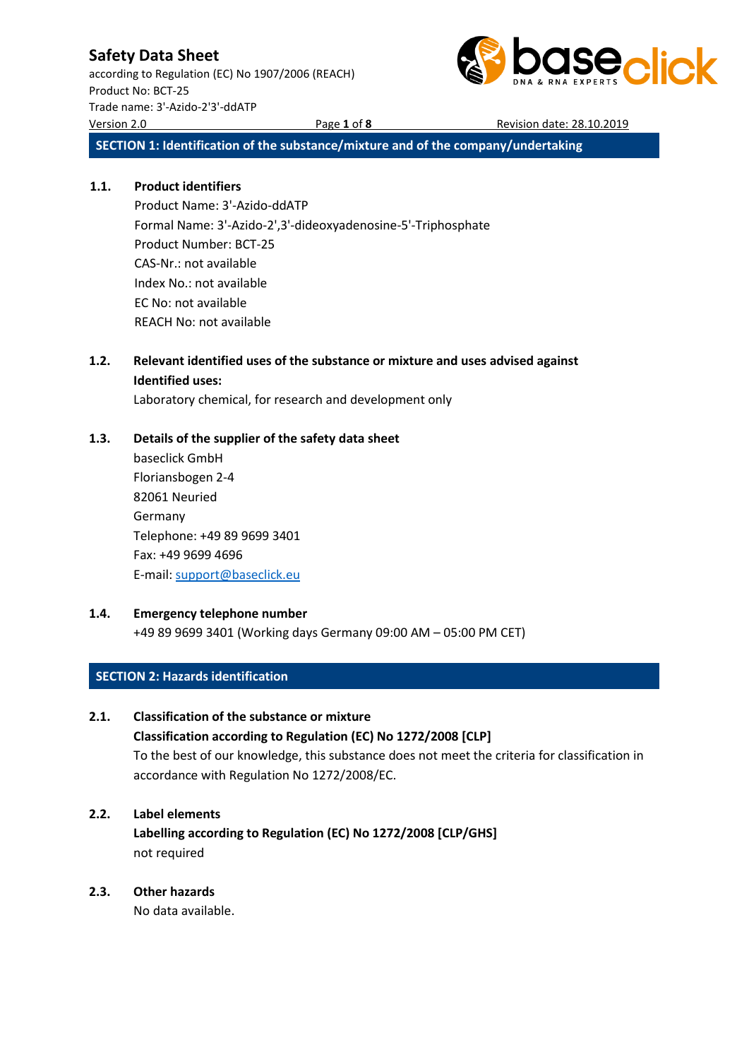# Safety Data Sheet

according to Regulation (EC) No 1907/2006 (REACH)
Product No: BCT-25
Trade name: 3'-Azido-2'3'-ddATP
Version 2.0 Revision date: 28.10.2019

## SECTION 1: Identification of the substance/mixture and of the company/undertaking

### 1.1. Product identifiers

Product Name: 3'-Azido-ddATP
Formal Name: 3'-Azido-2',3'-dideoxyadenosine-5'-Triphosphate
Product Number: BCT-25
CAS-Nr.: not available
Index No.: not available
EC No: not available
REACH No: not available

### 1.2. Relevant identified uses of the substance or mixture and uses advised against

**Identified uses:**

Laboratory chemical, for research and development only

### 1.3. Details of the supplier of the safety data sheet

baseclick GmbH
Floriansbogen 2-4
82061 Neuried
Germany
Telephone: +49 89 9699 3401
Fax: +49 9699 4696
E-mail: support@baseclick.eu

### 1.4. Emergency telephone number

+49 89 9699 3401 (Working days Germany 09:00 AM – 05:00 PM CET)

## SECTION 2: Hazards identification

### 2.1. Classification of the substance or mixture

**Classification according to Regulation (EC) No 1272/2008 [CLP]**

To the best of our knowledge, this substance does not meet the criteria for classification in accordance with Regulation No 1272/2008/EC.

### 2.2. Label elements

**Labelling according to Regulation (EC) No 1272/2008 [CLP/GHS]**

not required

### 2.3. Other hazards

No data available.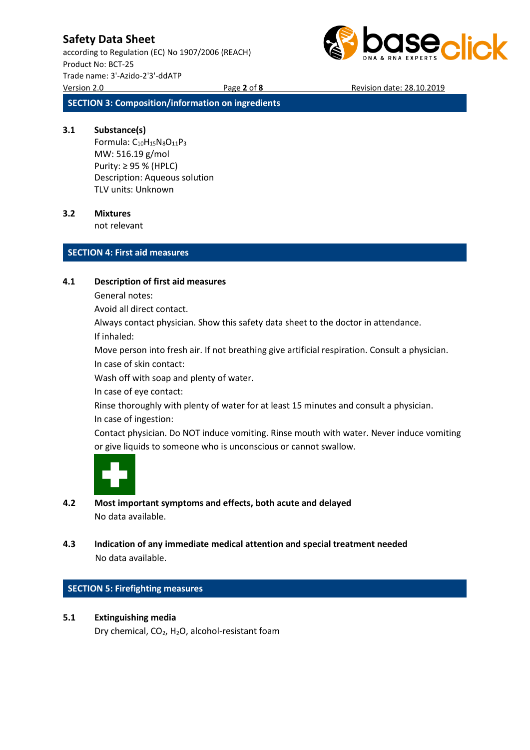## SECTION 3: Composition/information on ingredients

### 3.1 Substance(s)

Formula: $C_{10}H_{15}N_8O_{11}P_3$
MW: 516.19 g/mol
Purity: ≥ 95 % (HPLC)
Description: Aqueous solution
TLV units: Unknown

### 3.2 Mixtures

not relevant

## SECTION 4: First aid measures

### 4.1 Description of first aid measures

General notes:
Avoid all direct contact.
Always contact physician. Show this safety data sheet to the doctor in attendance.
If inhaled:
Move person into fresh air. If not breathing give artificial respiration. Consult a physician.
In case of skin contact:
Wash off with soap and plenty of water.
In case of eye contact:
Rinse thoroughly with plenty of water for at least 15 minutes and consult a physician.
In case of ingestion:
Contact physician. Do NOT induce vomiting. Rinse mouth with water. Never induce vomiting or give liquids to someone who is unconscious or cannot swallow.

### 4.2 Most important symptoms and effects, both acute and delayed

No data available.

### 4.3 Indication of any immediate medical attention and special treatment needed

No data available.

## SECTION 5: Firefighting measures

### 5.1 Extinguishing media

Dry chemical, $CO_2$, $H_2O$, alcohol-resistant foam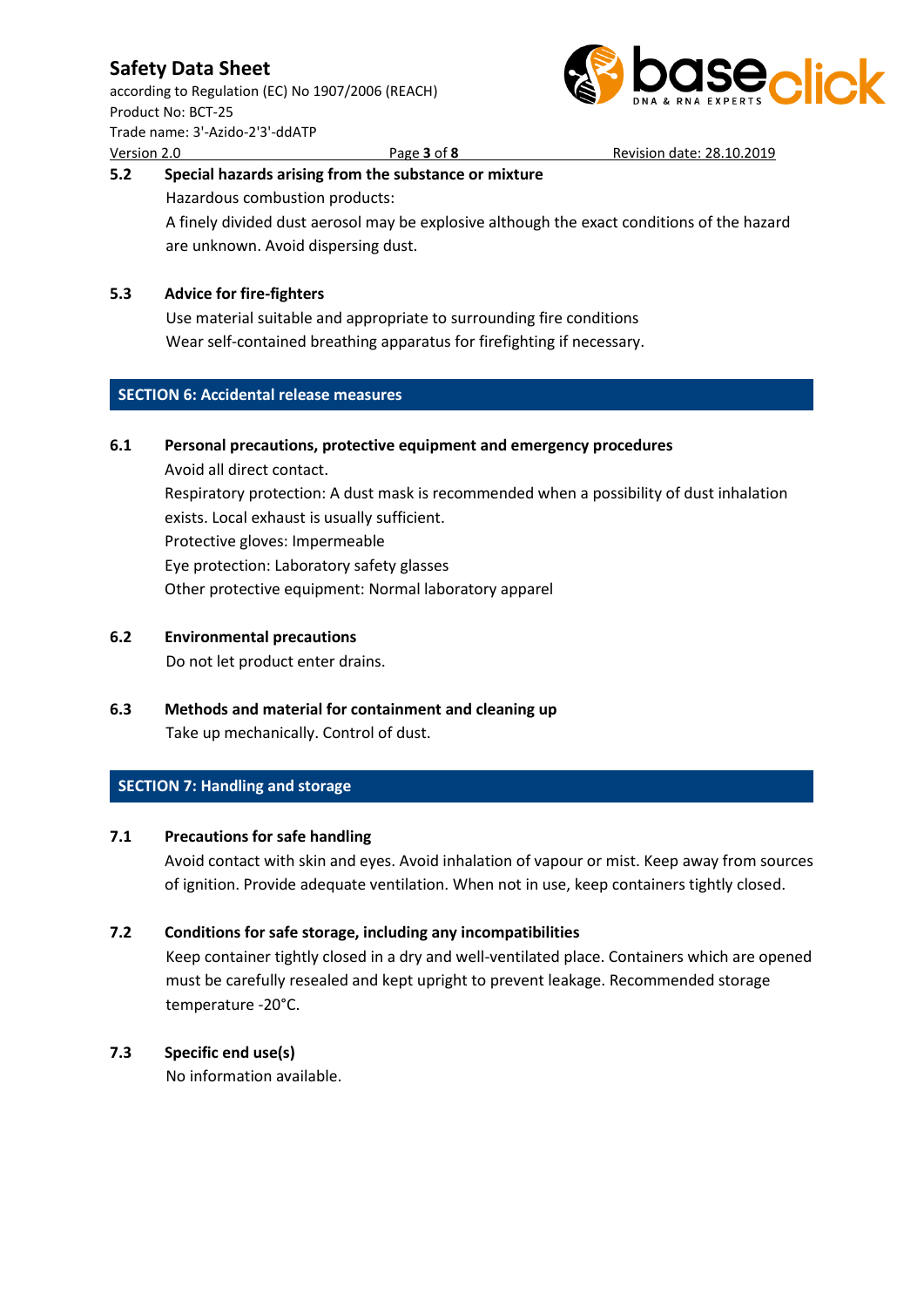### 5.2 Special hazards arising from the substance or mixture

Hazardous combustion products:

A finely divided dust aerosol may be explosive although the exact conditions of the hazard are unknown. Avoid dispersing dust.

### 5.3 Advice for fire-fighters

Use material suitable and appropriate to surrounding fire conditions

Wear self-contained breathing apparatus for firefighting if necessary.

## SECTION 6: Accidental release measures

### 6.1 Personal precautions, protective equipment and emergency procedures

Avoid all direct contact.

Respiratory protection: A dust mask is recommended when a possibility of dust inhalation exists. Local exhaust is usually sufficient.

Protective gloves: Impermeable

Eye protection: Laboratory safety glasses

Other protective equipment: Normal laboratory apparel

### 6.2 Environmental precautions

Do not let product enter drains.

### 6.3 Methods and material for containment and cleaning up

Take up mechanically. Control of dust.

## SECTION 7: Handling and storage

### 7.1 Precautions for safe handling

Avoid contact with skin and eyes. Avoid inhalation of vapour or mist. Keep away from sources of ignition. Provide adequate ventilation. When not in use, keep containers tightly closed.

### 7.2 Conditions for safe storage, including any incompatibilities

Keep container tightly closed in a dry and well-ventilated place. Containers which are opened must be carefully resealed and kept upright to prevent leakage. Recommended storage temperature -20°C.

### 7.3 Specific end use(s)

No information available.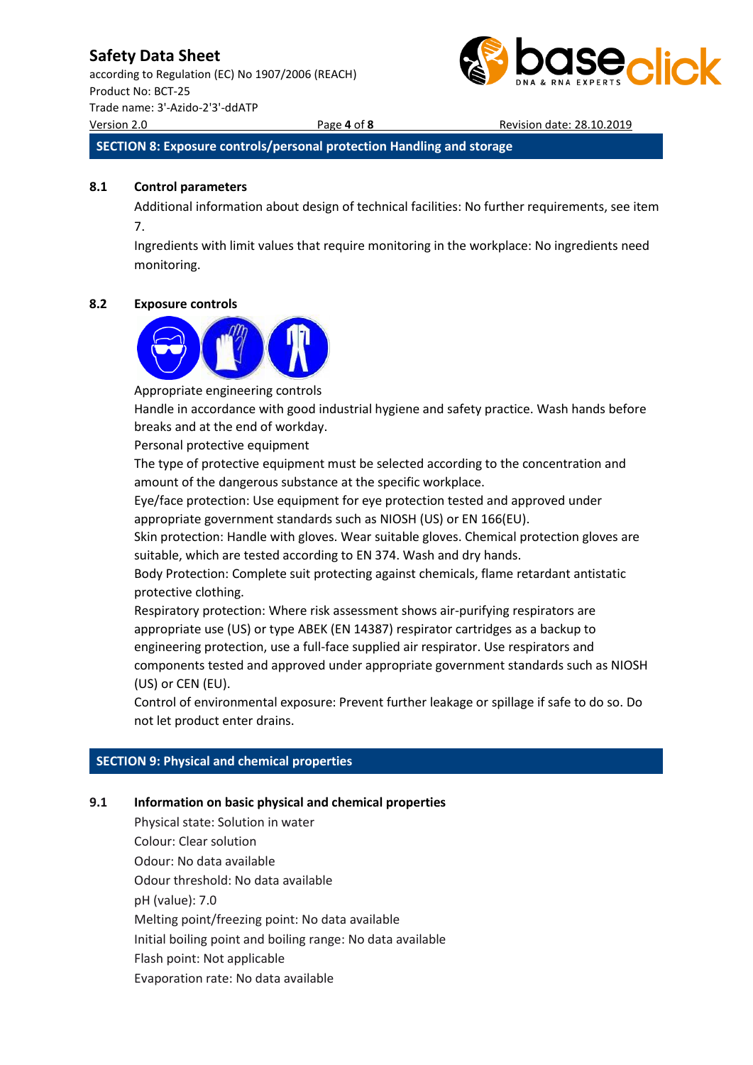## SECTION 8: Exposure controls/personal protection Handling and storage

### 8.1 Control parameters

Additional information about design of technical facilities: No further requirements, see item 7.

Ingredients with limit values that require monitoring in the workplace: No ingredients need monitoring.

### 8.2 Exposure controls

Appropriate engineering controls

Handle in accordance with good industrial hygiene and safety practice. Wash hands before breaks and at the end of workday.

Personal protective equipment

The type of protective equipment must be selected according to the concentration and amount of the dangerous substance at the specific workplace.

Eye/face protection: Use equipment for eye protection tested and approved under appropriate government standards such as NIOSH (US) or EN 166(EU).

Skin protection: Handle with gloves. Wear suitable gloves. Chemical protection gloves are suitable, which are tested according to EN 374. Wash and dry hands.

Body Protection: Complete suit protecting against chemicals, flame retardant antistatic protective clothing.

Respiratory protection: Where risk assessment shows air-purifying respirators are appropriate use (US) or type ABEK (EN 14387) respirator cartridges as a backup to engineering protection, use a full-face supplied air respirator. Use respirators and components tested and approved under appropriate government standards such as NIOSH (US) or CEN (EU).

Control of environmental exposure: Prevent further leakage or spillage if safe to do so. Do not let product enter drains.

## SECTION 9: Physical and chemical properties

### 9.1 Information on basic physical and chemical properties

Physical state: Solution in water

Colour: Clear solution

Odour: No data available

Odour threshold: No data available

pH (value): 7.0

Melting point/freezing point: No data available

Initial boiling point and boiling range: No data available

Flash point: Not applicable

Evaporation rate: No data available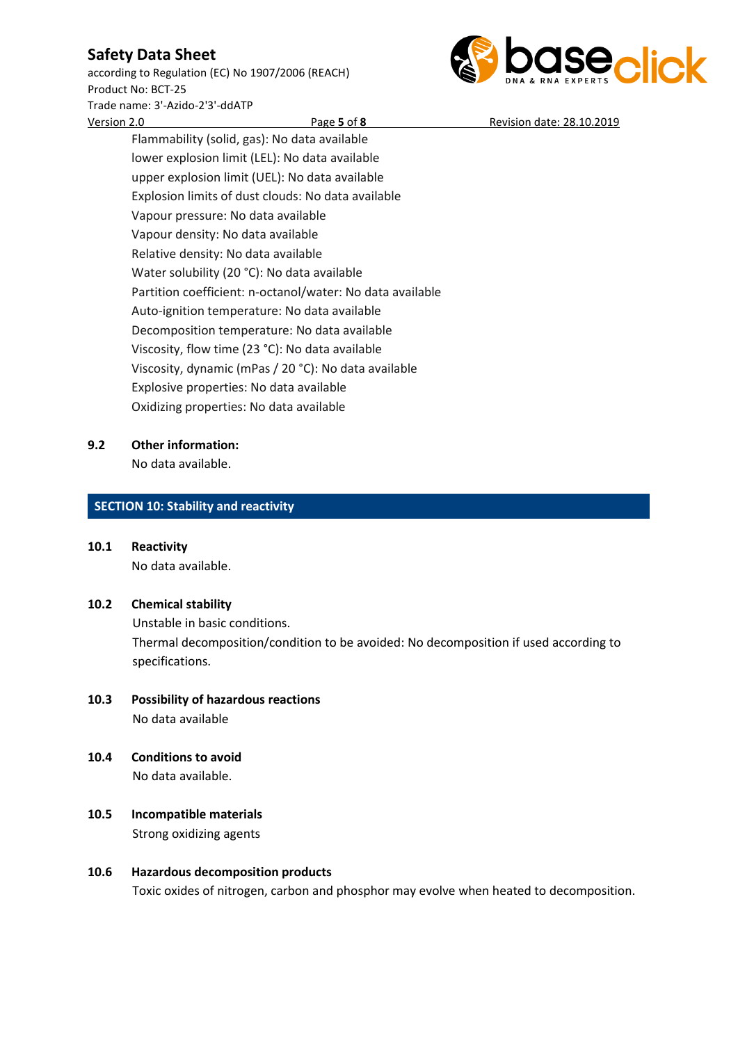Flammability (solid, gas): No data available

lower explosion limit (LEL): No data available

upper explosion limit (UEL): No data available

Explosion limits of dust clouds: No data available

Vapour pressure: No data available

Vapour density: No data available

Relative density: No data available

Water solubility (20 °C): No data available

Partition coefficient: n-octanol/water: No data available

Auto-ignition temperature: No data available

Decomposition temperature: No data available

Viscosity, flow time (23 °C): No data available

Viscosity, dynamic (mPas / 20 °C): No data available

Explosive properties: No data available

Oxidizing properties: No data available

### 9.2 Other information:

No data available.

## SECTION 10: Stability and reactivity

### 10.1 Reactivity

No data available.

### 10.2 Chemical stability

Unstable in basic conditions.

Thermal decomposition/condition to be avoided: No decomposition if used according to specifications.

### 10.3 Possibility of hazardous reactions

No data available

### 10.4 Conditions to avoid

No data available.

### 10.5 Incompatible materials

Strong oxidizing agents

### 10.6 Hazardous decomposition products

Toxic oxides of nitrogen, carbon and phosphor may evolve when heated to decomposition.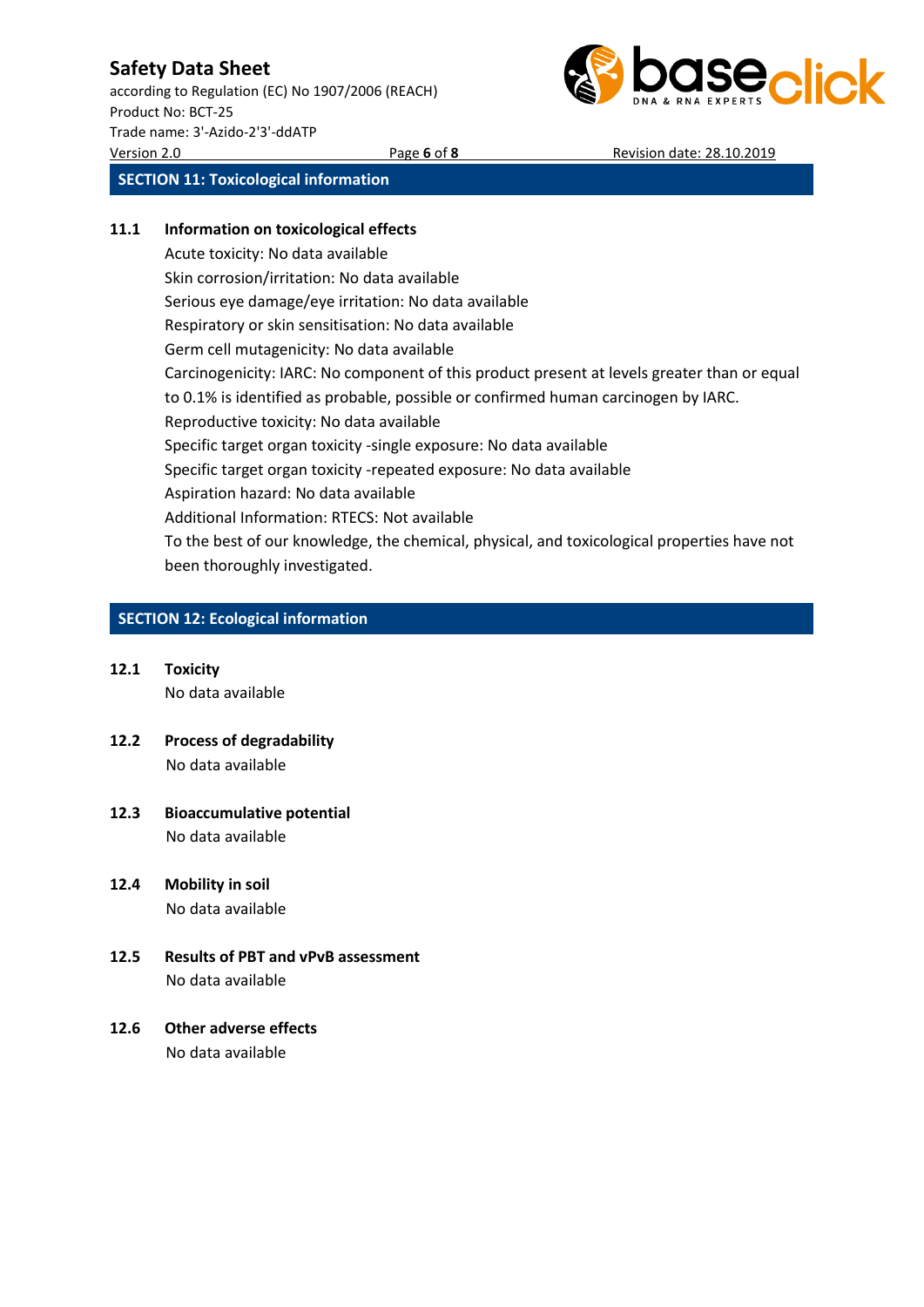## SECTION 11: Toxicological information

### 11.1 Information on toxicological effects

Acute toxicity: No data available

Skin corrosion/irritation: No data available

Serious eye damage/eye irritation: No data available

Respiratory or skin sensitisation: No data available

Germ cell mutagenicity: No data available

Carcinogenicity: IARC: No component of this product present at levels greater than or equal to 0.1% is identified as probable, possible or confirmed human carcinogen by IARC.

Reproductive toxicity: No data available

Specific target organ toxicity -single exposure: No data available

Specific target organ toxicity -repeated exposure: No data available

Aspiration hazard: No data available

Additional Information: RTECS: Not available

To the best of our knowledge, the chemical, physical, and toxicological properties have not been thoroughly investigated.

## SECTION 12: Ecological information

### 12.1 Toxicity

No data available

### 12.2 Process of degradability

No data available

### 12.3 Bioaccumulative potential

No data available

### 12.4 Mobility in soil

No data available

### 12.5 Results of PBT and vPvB assessment

No data available

### 12.6 Other adverse effects

No data available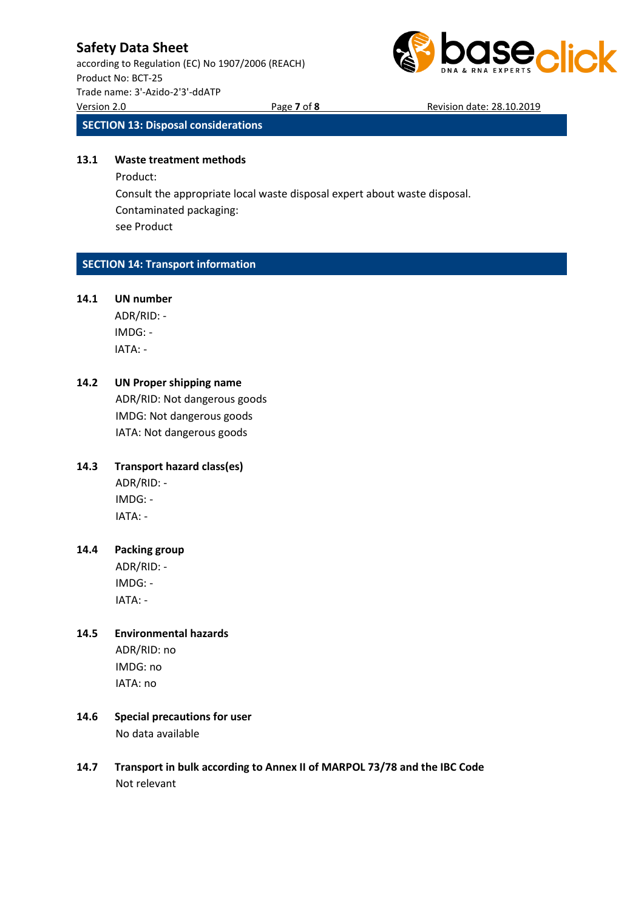## SECTION 13: Disposal considerations

### 13.1 Waste treatment methods

Product:

Consult the appropriate local waste disposal expert about waste disposal.

Contaminated packaging:

see Product

## SECTION 14: Transport information

### 14.1 UN number

ADR/RID: -

IMDG: -

IATA: -

### 14.2 UN Proper shipping name

ADR/RID: Not dangerous goods

IMDG: Not dangerous goods

IATA: Not dangerous goods

### 14.3 Transport hazard class(es)

ADR/RID: -

IMDG: -

IATA: -

### 14.4 Packing group

ADR/RID: -

IMDG: -

IATA: -

### 14.5 Environmental hazards

ADR/RID: no

IMDG: no

IATA: no

### 14.6 Special precautions for user

No data available

### 14.7 Transport in bulk according to Annex II of MARPOL 73/78 and the IBC Code

Not relevant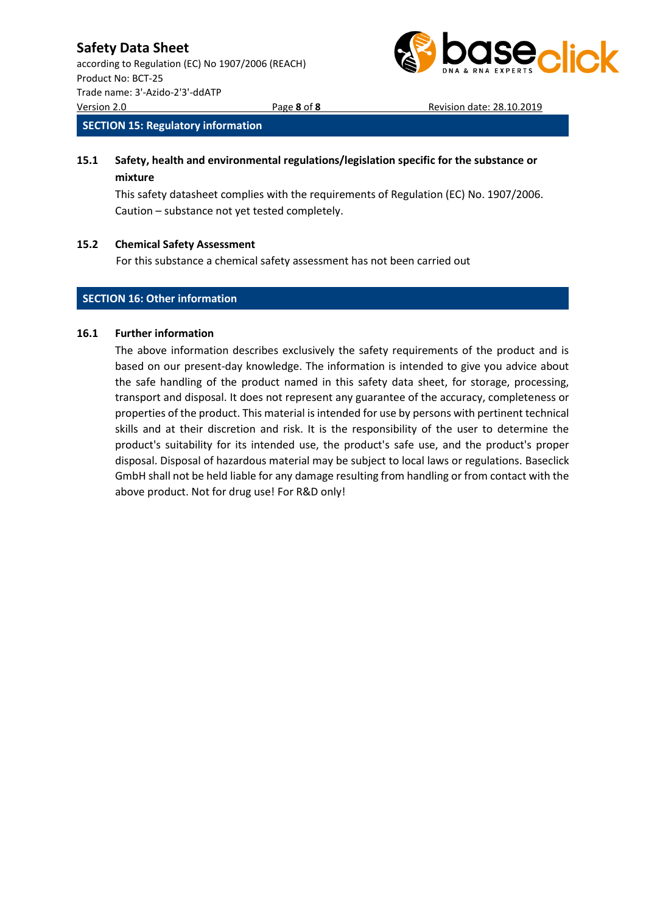## SECTION 15: Regulatory information

### 15.1 Safety, health and environmental regulations/legislation specific for the substance or mixture

This safety datasheet complies with the requirements of Regulation (EC) No. 1907/2006.
Caution – substance not yet tested completely.

### 15.2 Chemical Safety Assessment

For this substance a chemical safety assessment has not been carried out

## SECTION 16: Other information

### 16.1 Further information

The above information describes exclusively the safety requirements of the product and is based on our present-day knowledge. The information is intended to give you advice about the safe handling of the product named in this safety data sheet, for storage, processing, transport and disposal. It does not represent any guarantee of the accuracy, completeness or properties of the product. This material is intended for use by persons with pertinent technical skills and at their discretion and risk. It is the responsibility of the user to determine the product's suitability for its intended use, the product's safe use, and the product's proper disposal. Disposal of hazardous material may be subject to local laws or regulations. Baseclick GmbH shall not be held liable for any damage resulting from handling or from contact with the above product. Not for drug use! For R&D only!